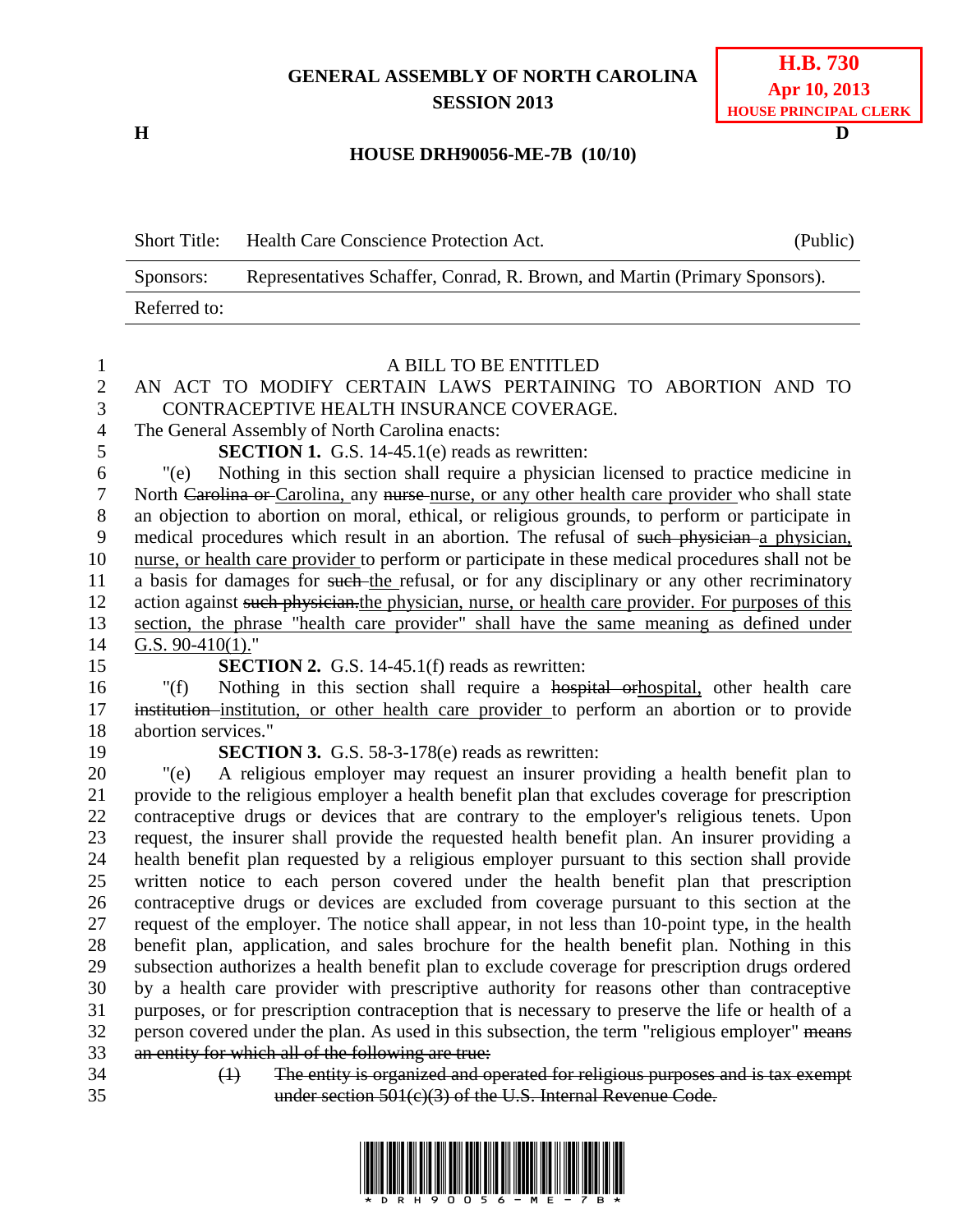**GENERAL ASSEMBLY OF NORTH CAROLINA**
**SESSION 2013**

**H.B. 730**
**Apr 10, 2013**
**HOUSE PRINCIPAL CLERK**

**H** **D**

**HOUSE DRH90056-ME-7B (10/10)**

| Short Title: | Health Care Conscience Protection Act. | (Public) |
|---|---|---|
| Sponsors: | Representatives Schaffer, Conrad, R. Brown, and Martin (Primary Sponsors). | |
| Referred to: | | |

A BILL TO BE ENTITLED

AN ACT TO MODIFY CERTAIN LAWS PERTAINING TO ABORTION AND TO CONTRACEPTIVE HEALTH INSURANCE COVERAGE.

The General Assembly of North Carolina enacts:

**SECTION 1.** G.S. 14-45.1(e) reads as rewritten:

"(e) Nothing in this section shall require a physician licensed to practice medicine in North ~~Carolina or~~ <u>Carolina,</u> any ~~nurse~~ <u>nurse, or any other health care provider</u> who shall state an objection to abortion on moral, ethical, or religious grounds, to perform or participate in medical procedures which result in an abortion. The refusal of ~~such physician~~ <u>a physician, nurse, or health care provider</u> to perform or participate in these medical procedures shall not be a basis for damages for ~~such~~ <u>the</u> refusal, or for any disciplinary or any other recriminatory action against ~~such physician.~~<u>the physician, nurse, or health care provider. For purposes of this section, the phrase "health care provider" shall have the same meaning as defined under G.S. 90-410(1).</u>"

**SECTION 2.** G.S. 14-45.1(f) reads as rewritten:

"(f) Nothing in this section shall require a ~~hospital or~~<u>hospital,</u> other health care ~~institution~~ <u>institution, or other health care provider</u> to perform an abortion or to provide abortion services."

**SECTION 3.** G.S. 58-3-178(e) reads as rewritten:

"(e) A religious employer may request an insurer providing a health benefit plan to provide to the religious employer a health benefit plan that excludes coverage for prescription contraceptive drugs or devices that are contrary to the employer's religious tenets. Upon request, the insurer shall provide the requested health benefit plan. An insurer providing a health benefit plan requested by a religious employer pursuant to this section shall provide written notice to each person covered under the health benefit plan that prescription contraceptive drugs or devices are excluded from coverage pursuant to this section at the request of the employer. The notice shall appear, in not less than 10-point type, in the health benefit plan, application, and sales brochure for the health benefit plan. Nothing in this subsection authorizes a health benefit plan to exclude coverage for prescription drugs ordered by a health care provider with prescriptive authority for reasons other than contraceptive purposes, or for prescription contraception that is necessary to preserve the life or health of a person covered under the plan. As used in this subsection, the term "religious employer" ~~means an entity for which all of the following are true:~~

~~(1) The entity is organized and operated for religious purposes and is tax exempt under section 501(c)(3) of the U.S. Internal Revenue Code.~~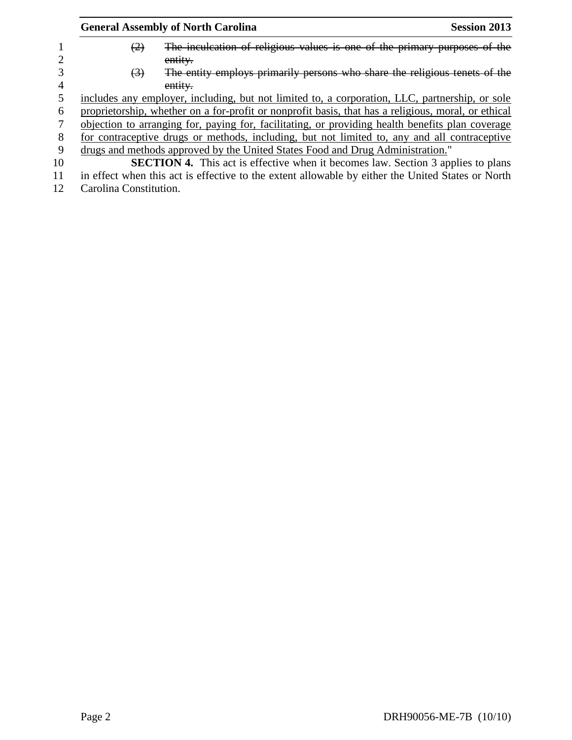~~(2) The inculcation of religious values is one of the primary purposes of the entity.~~

~~(3) The entity employs primarily persons who share the religious tenets of the entity.~~

includes any employer, including, but not limited to, a corporation, LLC, partnership, or sole proprietorship, whether on a for-profit or nonprofit basis, that has a religious, moral, or ethical objection to arranging for, paying for, facilitating, or providing health benefits plan coverage for contraceptive drugs or methods, including, but not limited to, any and all contraceptive drugs and methods approved by the United States Food and Drug Administration."

**SECTION 4.** This act is effective when it becomes law. Section 3 applies to plans in effect when this act is effective to the extent allowable by either the United States or North Carolina Constitution.